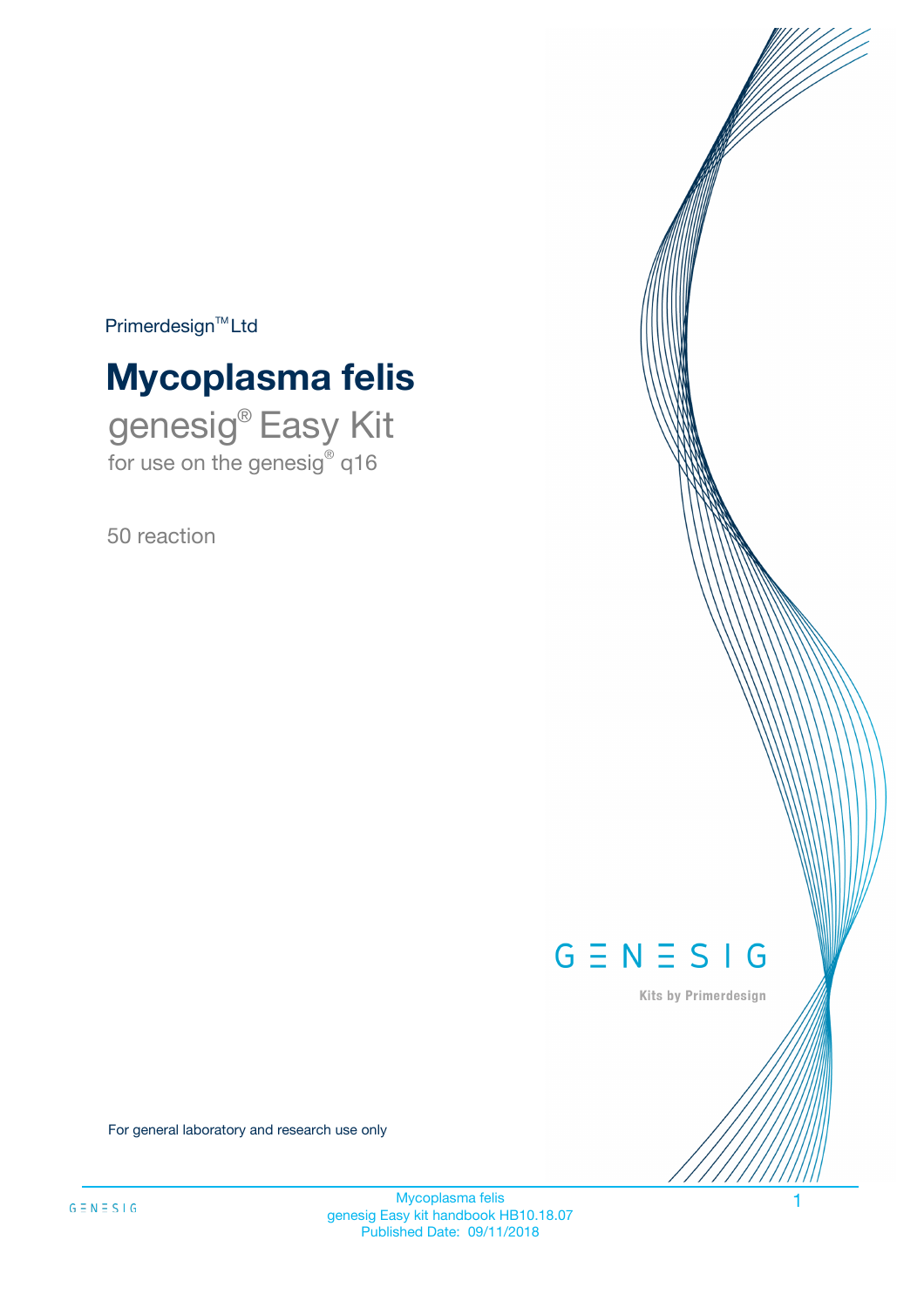Primerdesign™ Ltd

# Mycoplasma felis

genesig® Easy Kit

for use on the genesig® q16

50 reaction

GENESIG

Kits by Primerdesign

For general laboratory and research use only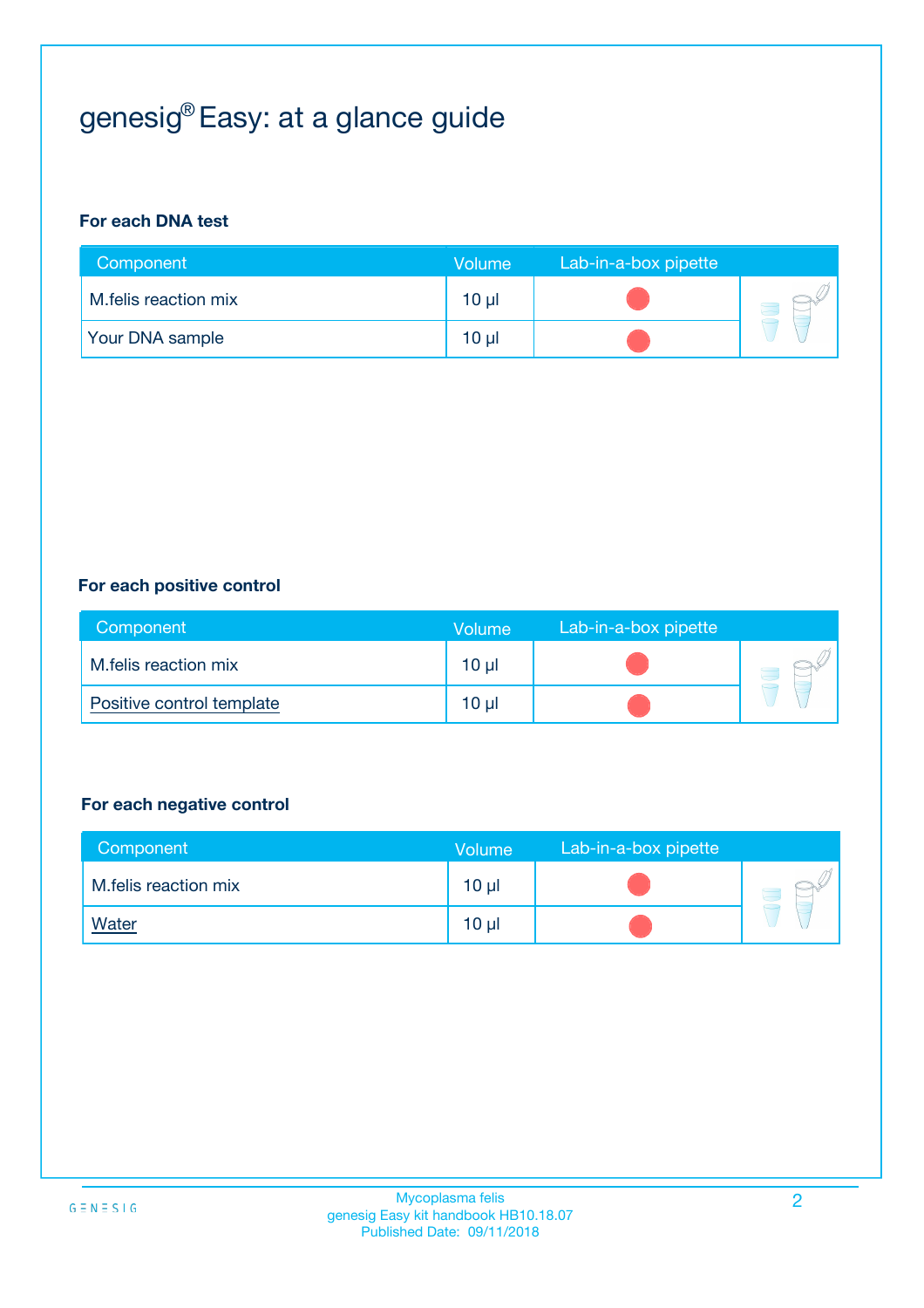# genesig® Easy: at a glance guide

**For each DNA test**

| Component | Volume | Lab-in-a-box pipette |
| --- | --- | --- |
| M.felis reaction mix | 10 µl | |
| Your DNA sample | 10 µl | |

**For each positive control**

| Component | Volume | Lab-in-a-box pipette |
| --- | --- | --- |
| M.felis reaction mix | 10 µl | |
| Positive control template | 10 µl | |

**For each negative control**

| Component | Volume | Lab-in-a-box pipette |
| --- | --- | --- |
| M.felis reaction mix | 10 µl | |
| Water | 10 µl | |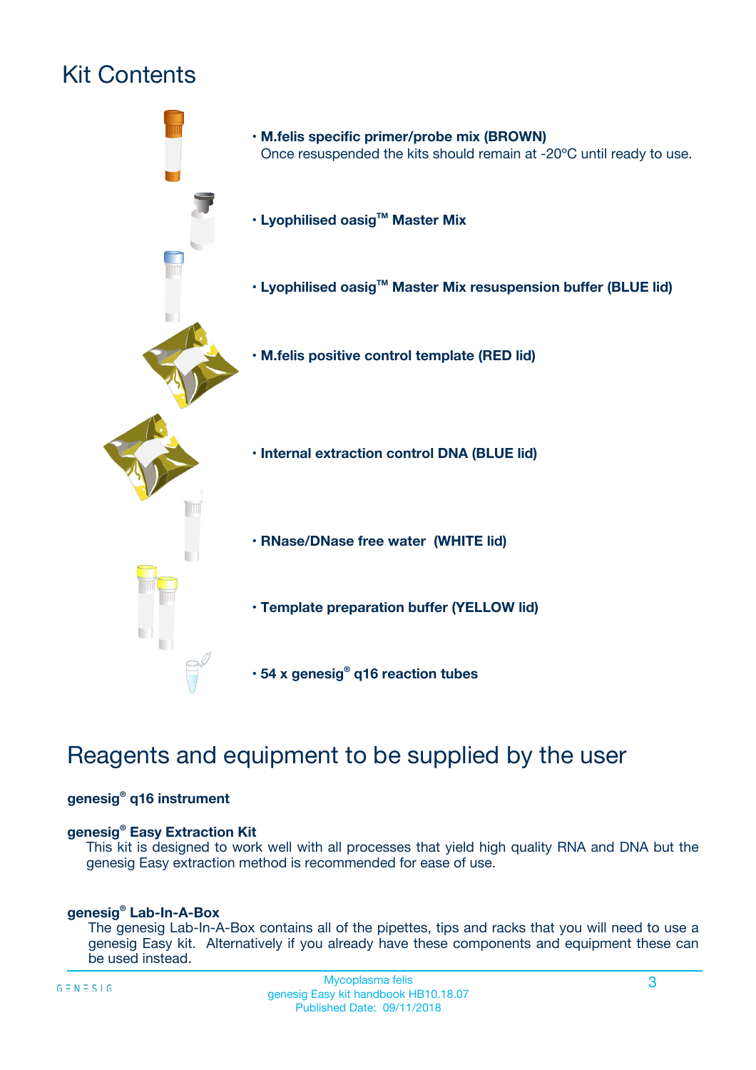# Kit Contents

- **M.felis specific primer/probe mix (BROWN)**
  Once resuspended the kits should remain at -20ºC until ready to use.
- **Lyophilised oasig™ Master Mix**
- **Lyophilised oasig™ Master Mix resuspension buffer (BLUE lid)**
- **M.felis positive control template (RED lid)**
- **Internal extraction control DNA (BLUE lid)**
- **RNase/DNase free water (WHITE lid)**
- **Template preparation buffer (YELLOW lid)**
- **54 x genesig® q16 reaction tubes**

# Reagents and equipment to be supplied by the user

**genesig® q16 instrument**

**genesig® Easy Extraction Kit**

This kit is designed to work well with all processes that yield high quality RNA and DNA but the genesig Easy extraction method is recommended for ease of use.

**genesig® Lab-In-A-Box**

The genesig Lab-In-A-Box contains all of the pipettes, tips and racks that you will need to use a genesig Easy kit. Alternatively if you already have these components and equipment these can be used instead.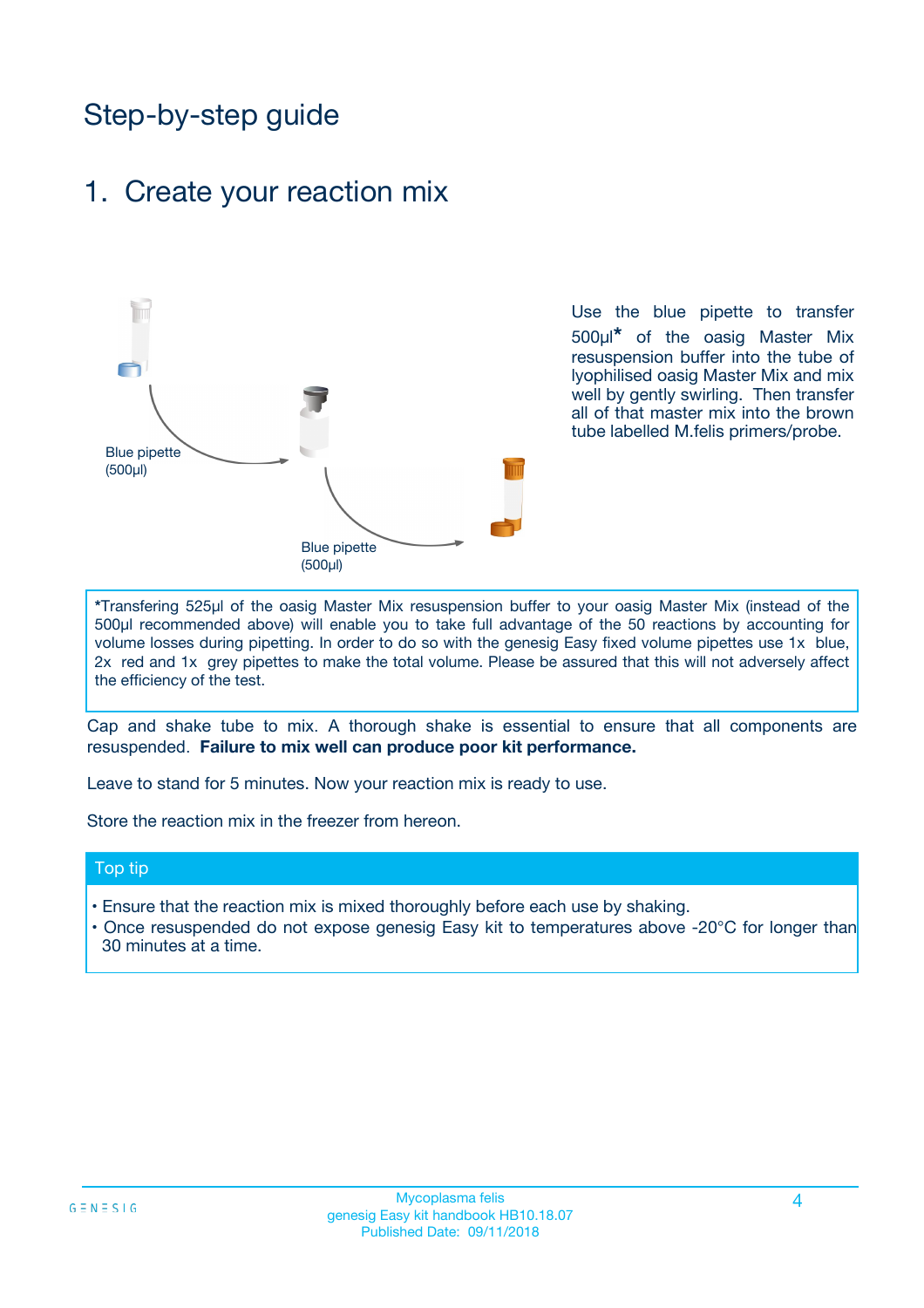# Step-by-step guide

## 1. Create your reaction mix

Blue pipette (500µl)

Blue pipette (500µl)

Use the blue pipette to transfer 500µl* of the oasig Master Mix resuspension buffer into the tube of lyophilised oasig Master Mix and mix well by gently swirling. Then transfer all of that master mix into the brown tube labelled M.felis primers/probe.

*Transfering 525µl of the oasig Master Mix resuspension buffer to your oasig Master Mix (instead of the 500µl recommended above) will enable you to take full advantage of the 50 reactions by accounting for volume losses during pipetting. In order to do so with the genesig Easy fixed volume pipettes use 1x blue, 2x red and 1x grey pipettes to make the total volume. Please be assured that this will not adversely affect the efficiency of the test.

Cap and shake tube to mix. A thorough shake is essential to ensure that all components are resuspended. **Failure to mix well can produce poor kit performance.**

Leave to stand for 5 minutes. Now your reaction mix is ready to use.

Store the reaction mix in the freezer from hereon.

### Top tip

- Ensure that the reaction mix is mixed thoroughly before each use by shaking.
- Once resuspended do not expose genesig Easy kit to temperatures above -20°C for longer than 30 minutes at a time.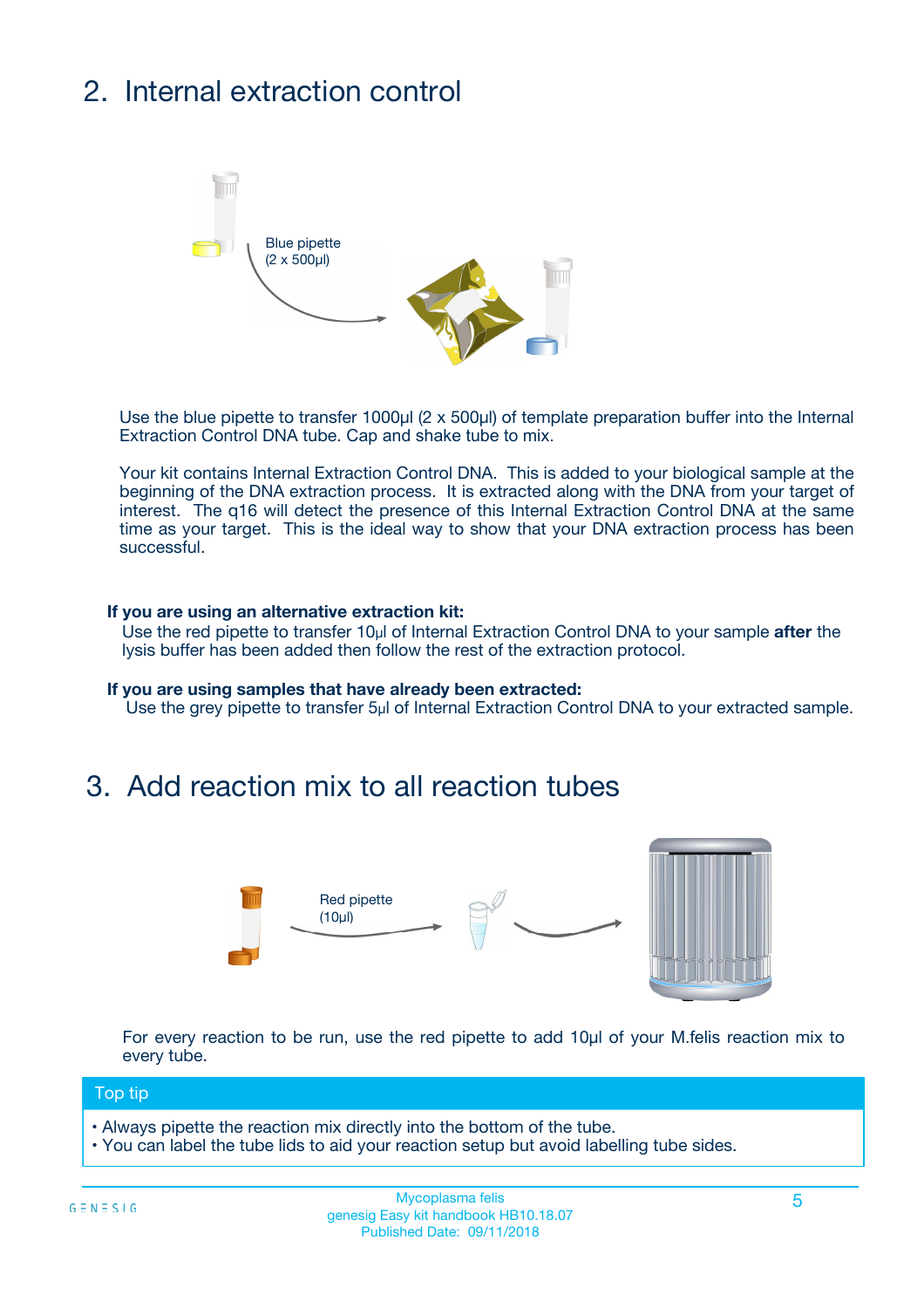## 2. Internal extraction control

Blue pipette
(2 x 500µl)

Use the blue pipette to transfer 1000µl (2 x 500µl) of template preparation buffer into the Internal Extraction Control DNA tube. Cap and shake tube to mix.

Your kit contains Internal Extraction Control DNA. This is added to your biological sample at the beginning of the DNA extraction process. It is extracted along with the DNA from your target of interest. The q16 will detect the presence of this Internal Extraction Control DNA at the same time as your target. This is the ideal way to show that your DNA extraction process has been successful.

**If you are using an alternative extraction kit:**
Use the red pipette to transfer 10µl of Internal Extraction Control DNA to your sample **after** the lysis buffer has been added then follow the rest of the extraction protocol.

**If you are using samples that have already been extracted:**
Use the grey pipette to transfer 5µl of Internal Extraction Control DNA to your extracted sample.

## 3. Add reaction mix to all reaction tubes

Red pipette
(10µl)

For every reaction to be run, use the red pipette to add 10µl of your M.felis reaction mix to every tube.

**Top tip**

- Always pipette the reaction mix directly into the bottom of the tube.
- You can label the tube lids to aid your reaction setup but avoid labelling tube sides.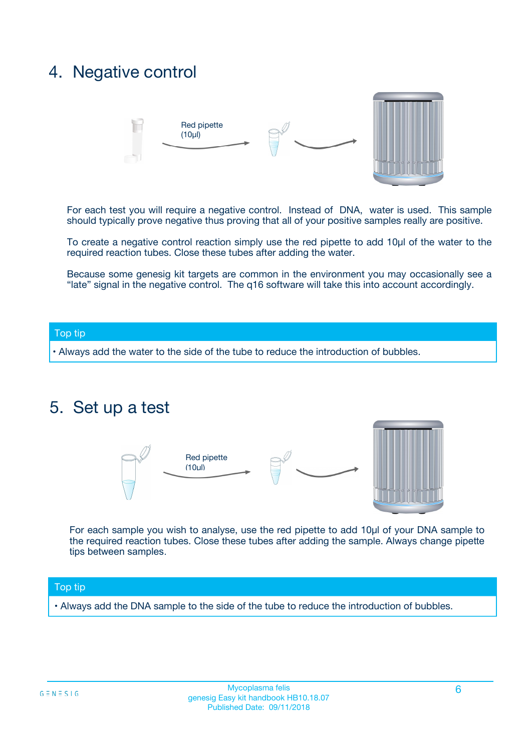## 4. Negative control

Red pipette (10µl)

For each test you will require a negative control. Instead of DNA, water is used. This sample should typically prove negative thus proving that all of your positive samples really are positive.

To create a negative control reaction simply use the red pipette to add 10µl of the water to the required reaction tubes. Close these tubes after adding the water.

Because some genesig kit targets are common in the environment you may occasionally see a "late" signal in the negative control. The q16 software will take this into account accordingly.

**Top tip**

- Always add the water to the side of the tube to reduce the introduction of bubbles.

## 5. Set up a test

Red pipette (10µl)

For each sample you wish to analyse, use the red pipette to add 10µl of your DNA sample to the required reaction tubes. Close these tubes after adding the sample. Always change pipette tips between samples.

**Top tip**

- Always add the DNA sample to the side of the tube to reduce the introduction of bubbles.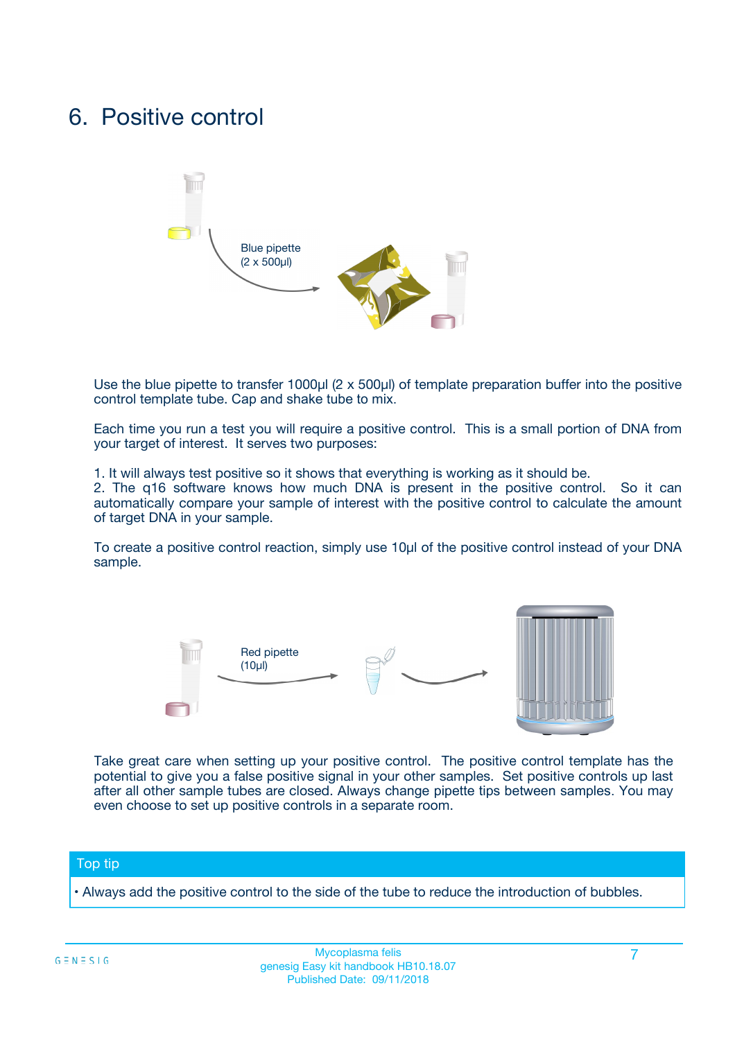# 6. Positive control

Blue pipette (2 x 500µl)

Use the blue pipette to transfer 1000µl (2 x 500µl) of template preparation buffer into the positive control template tube. Cap and shake tube to mix.

Each time you run a test you will require a positive control. This is a small portion of DNA from your target of interest. It serves two purposes:

1. It will always test positive so it shows that everything is working as it should be.
2. The q16 software knows how much DNA is present in the positive control. So it can automatically compare your sample of interest with the positive control to calculate the amount of target DNA in your sample.

To create a positive control reaction, simply use 10µl of the positive control instead of your DNA sample.

Red pipette (10µl)

Take great care when setting up your positive control. The positive control template has the potential to give you a false positive signal in your other samples. Set positive controls up last after all other sample tubes are closed. Always change pipette tips between samples. You may even choose to set up positive controls in a separate room.

**Top tip**

- Always add the positive control to the side of the tube to reduce the introduction of bubbles.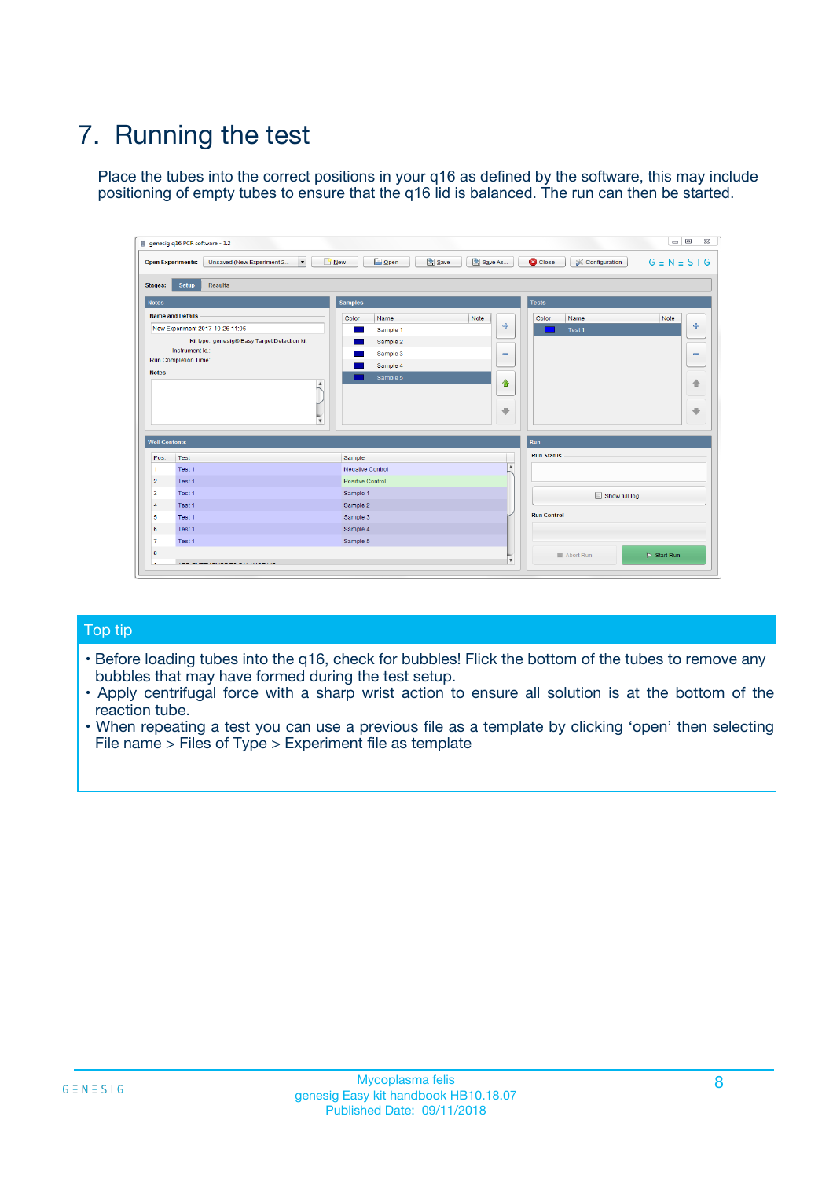# 7. Running the test

Place the tubes into the correct positions in your q16 as defined by the software, this may include positioning of empty tubes to ensure that the q16 lid is balanced. The run can then be started.

## Top tip

- Before loading tubes into the q16, check for bubbles! Flick the bottom of the tubes to remove any bubbles that may have formed during the test setup.
- Apply centrifugal force with a sharp wrist action to ensure all solution is at the bottom of the reaction tube.
- When repeating a test you can use a previous file as a template by clicking 'open' then selecting File name > Files of Type > Experiment file as template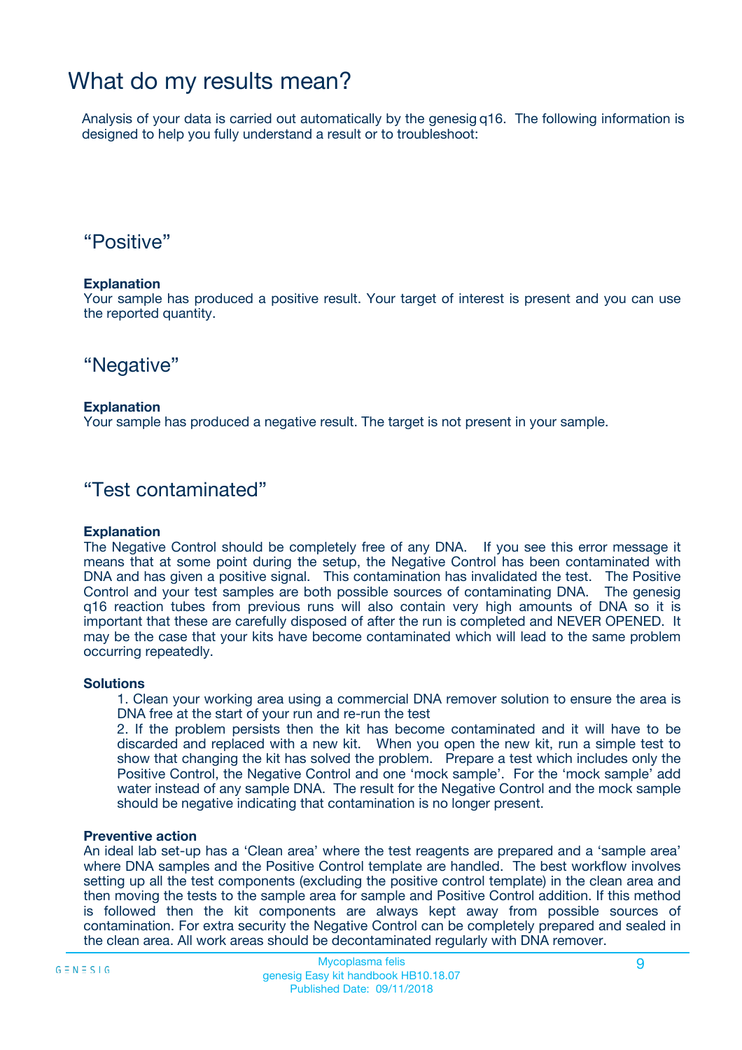# What do my results mean?

Analysis of your data is carried out automatically by the genesig q16. The following information is designed to help you fully understand a result or to troubleshoot:

## "Positive"

**Explanation**
Your sample has produced a positive result. Your target of interest is present and you can use the reported quantity.

## "Negative"

**Explanation**
Your sample has produced a negative result. The target is not present in your sample.

## "Test contaminated"

**Explanation**
The Negative Control should be completely free of any DNA. If you see this error message it means that at some point during the setup, the Negative Control has been contaminated with DNA and has given a positive signal. This contamination has invalidated the test. The Positive Control and your test samples are both possible sources of contaminating DNA. The genesig q16 reaction tubes from previous runs will also contain very high amounts of DNA so it is important that these are carefully disposed of after the run is completed and NEVER OPENED. It may be the case that your kits have become contaminated which will lead to the same problem occurring repeatedly.

**Solutions**

1. Clean your working area using a commercial DNA remover solution to ensure the area is DNA free at the start of your run and re-run the test
2. If the problem persists then the kit has become contaminated and it will have to be discarded and replaced with a new kit. When you open the new kit, run a simple test to show that changing the kit has solved the problem. Prepare a test which includes only the Positive Control, the Negative Control and one 'mock sample'. For the 'mock sample' add water instead of any sample DNA. The result for the Negative Control and the mock sample should be negative indicating that contamination is no longer present.

**Preventive action**
An ideal lab set-up has a 'Clean area' where the test reagents are prepared and a 'sample area' where DNA samples and the Positive Control template are handled. The best workflow involves setting up all the test components (excluding the positive control template) in the clean area and then moving the tests to the sample area for sample and Positive Control addition. If this method is followed then the kit components are always kept away from possible sources of contamination. For extra security the Negative Control can be completely prepared and sealed in the clean area. All work areas should be decontaminated regularly with DNA remover.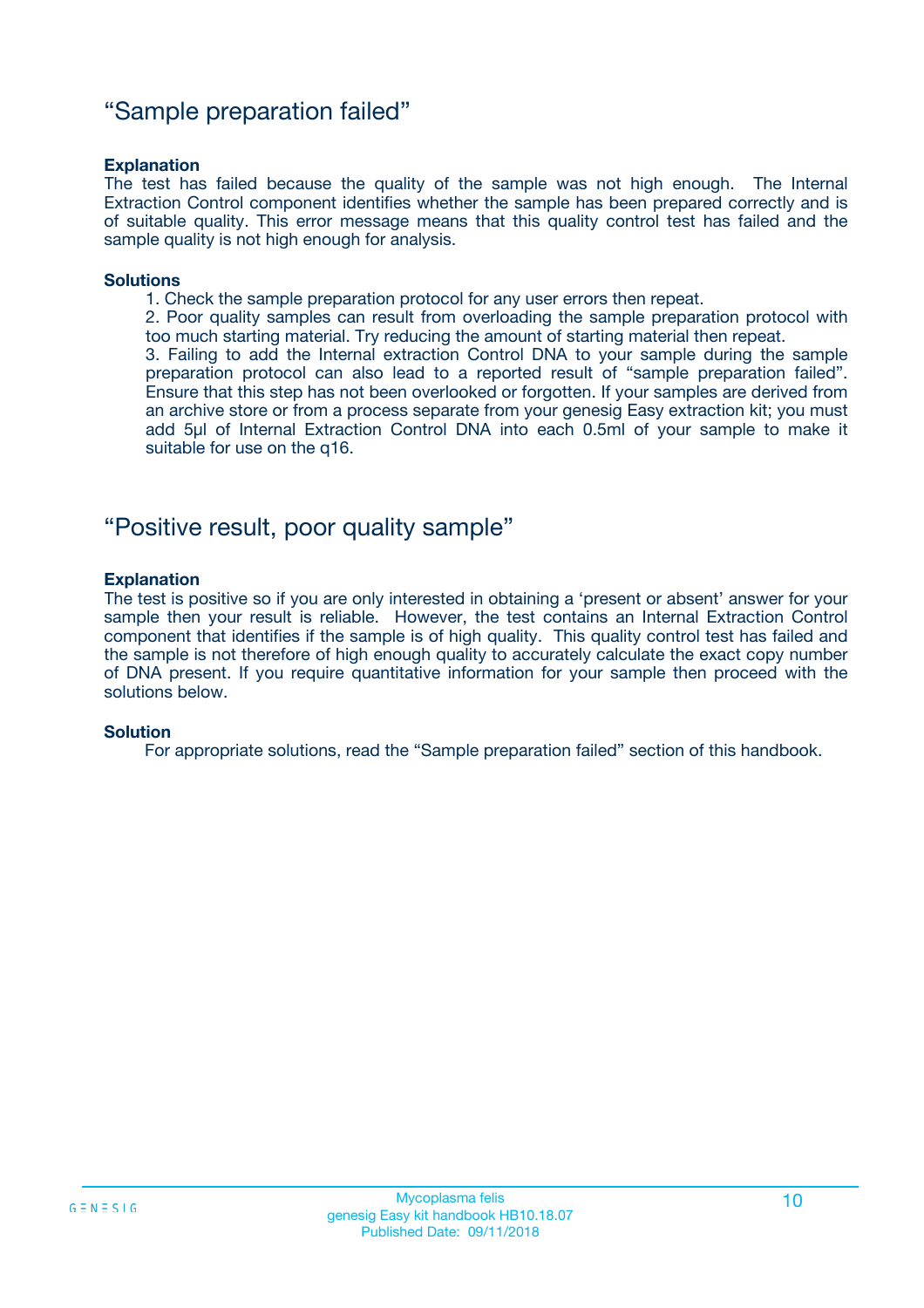## "Sample preparation failed"

**Explanation**

The test has failed because the quality of the sample was not high enough. The Internal Extraction Control component identifies whether the sample has been prepared correctly and is of suitable quality. This error message means that this quality control test has failed and the sample quality is not high enough for analysis.

**Solutions**

1. Check the sample preparation protocol for any user errors then repeat.
2. Poor quality samples can result from overloading the sample preparation protocol with too much starting material. Try reducing the amount of starting material then repeat.
3. Failing to add the Internal extraction Control DNA to your sample during the sample preparation protocol can also lead to a reported result of "sample preparation failed". Ensure that this step has not been overlooked or forgotten. If your samples are derived from an archive store or from a process separate from your genesig Easy extraction kit; you must add 5µl of Internal Extraction Control DNA into each 0.5ml of your sample to make it suitable for use on the q16.

## "Positive result, poor quality sample"

**Explanation**

The test is positive so if you are only interested in obtaining a 'present or absent' answer for your sample then your result is reliable. However, the test contains an Internal Extraction Control component that identifies if the sample is of high quality. This quality control test has failed and the sample is not therefore of high enough quality to accurately calculate the exact copy number of DNA present. If you require quantitative information for your sample then proceed with the solutions below.

**Solution**

For appropriate solutions, read the "Sample preparation failed" section of this handbook.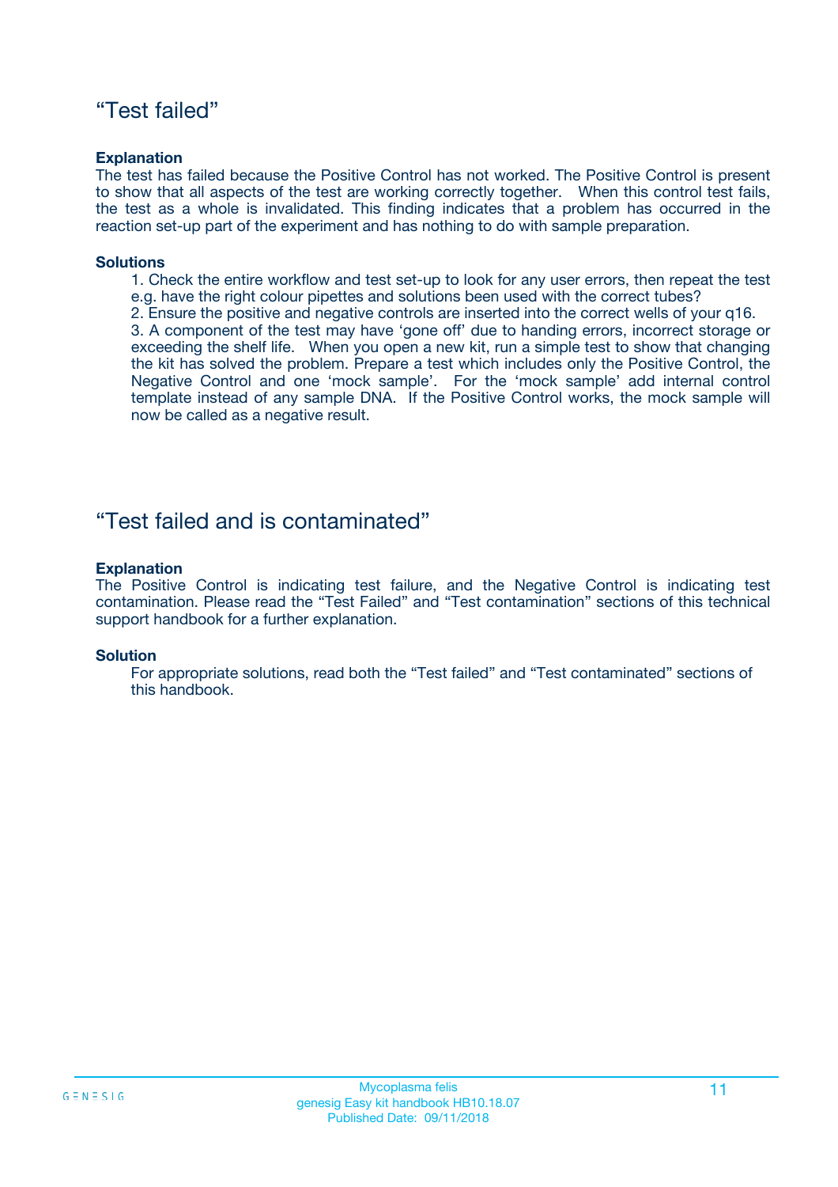## “Test failed”

**Explanation**

The test has failed because the Positive Control has not worked. The Positive Control is present to show that all aspects of the test are working correctly together. When this control test fails, the test as a whole is invalidated. This finding indicates that a problem has occurred in the reaction set-up part of the experiment and has nothing to do with sample preparation.

**Solutions**

1. Check the entire workflow and test set-up to look for any user errors, then repeat the test e.g. have the right colour pipettes and solutions been used with the correct tubes?
2. Ensure the positive and negative controls are inserted into the correct wells of your q16.
3. A component of the test may have ‘gone off’ due to handing errors, incorrect storage or exceeding the shelf life. When you open a new kit, run a simple test to show that changing the kit has solved the problem. Prepare a test which includes only the Positive Control, the Negative Control and one ‘mock sample’. For the ‘mock sample’ add internal control template instead of any sample DNA. If the Positive Control works, the mock sample will now be called as a negative result.

## “Test failed and is contaminated”

**Explanation**

The Positive Control is indicating test failure, and the Negative Control is indicating test contamination. Please read the “Test Failed” and “Test contamination” sections of this technical support handbook for a further explanation.

**Solution**

For appropriate solutions, read both the “Test failed” and “Test contaminated” sections of this handbook.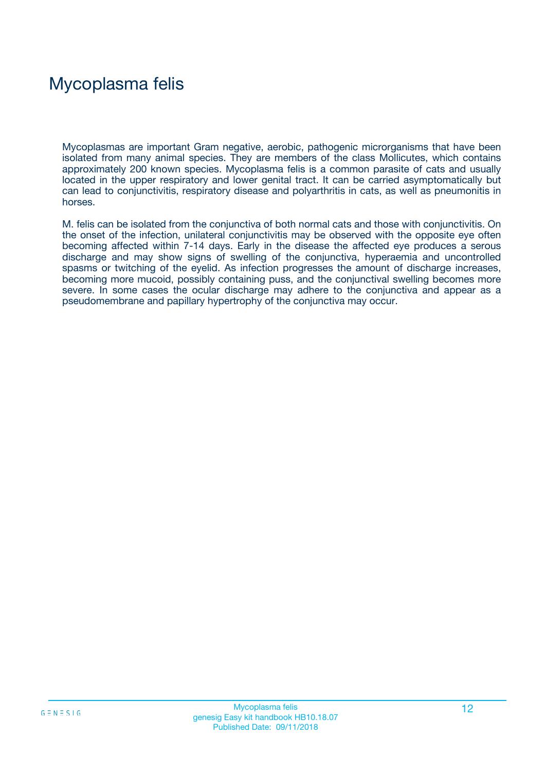# Mycoplasma felis

Mycoplasmas are important Gram negative, aerobic, pathogenic micrognisms that have been isolated from many animal species. They are members of the class Mollicutes, which contains approximately 200 known species. Mycoplasma felis is a common parasite of cats and usually located in the upper respiratory and lower genital tract. It can be carried asymptomatically but can lead to conjunctivitis, respiratory disease and polyarthritis in cats, as well as pneumonitis in horses.

M. felis can be isolated from the conjunctiva of both normal cats and those with conjunctivitis. On the onset of the infection, unilateral conjunctivitis may be observed with the opposite eye often becoming affected within 7-14 days. Early in the disease the affected eye produces a serous discharge and may show signs of swelling of the conjunctiva, hyperaemia and uncontrolled spasms or twitching of the eyelid. As infection progresses the amount of discharge increases, becoming more mucoid, possibly containing puss, and the conjunctival swelling becomes more severe. In some cases the ocular discharge may adhere to the conjunctiva and appear as a pseudomembrane and papillary hypertrophy of the conjunctiva may occur.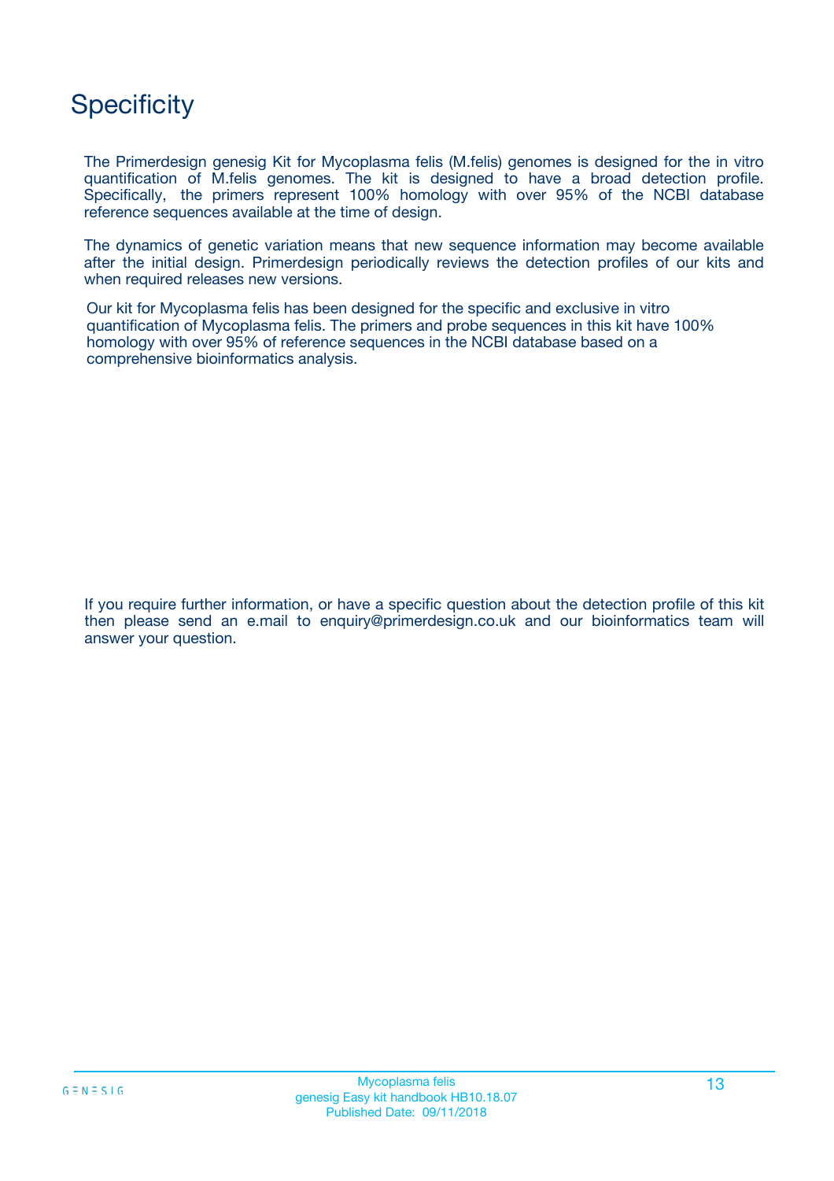# Specificity

The Primerdesign genesig Kit for Mycoplasma felis (M.felis) genomes is designed for the in vitro quantification of M.felis genomes. The kit is designed to have a broad detection profile. Specifically, the primers represent 100% homology with over 95% of the NCBI database reference sequences available at the time of design.

The dynamics of genetic variation means that new sequence information may become available after the initial design. Primerdesign periodically reviews the detection profiles of our kits and when required releases new versions.

Our kit for Mycoplasma felis has been designed for the specific and exclusive in vitro quantification of Mycoplasma felis. The primers and probe sequences in this kit have 100% homology with over 95% of reference sequences in the NCBI database based on a comprehensive bioinformatics analysis.

If you require further information, or have a specific question about the detection profile of this kit then please send an e.mail to enquiry@primerdesign.co.uk and our bioinformatics team will answer your question.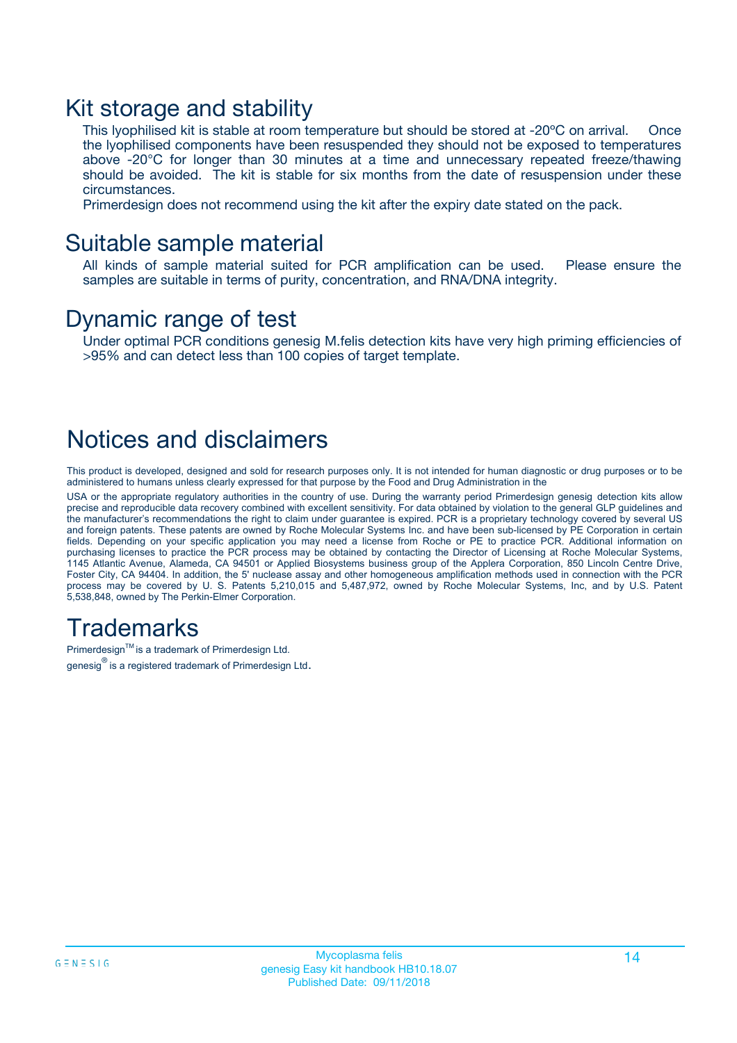## Kit storage and stability

This lyophilised kit is stable at room temperature but should be stored at -20ºC on arrival. Once the lyophilised components have been resuspended they should not be exposed to temperatures above -20°C for longer than 30 minutes at a time and unnecessary repeated freeze/thawing should be avoided. The kit is stable for six months from the date of resuspension under these circumstances.

Primerdesign does not recommend using the kit after the expiry date stated on the pack.

## Suitable sample material

All kinds of sample material suited for PCR amplification can be used. Please ensure the samples are suitable in terms of purity, concentration, and RNA/DNA integrity.

## Dynamic range of test

Under optimal PCR conditions genesig M.felis detection kits have very high priming efficiencies of >95% and can detect less than 100 copies of target template.

# Notices and disclaimers

This product is developed, designed and sold for research purposes only. It is not intended for human diagnostic or drug purposes or to be administered to humans unless clearly expressed for that purpose by the Food and Drug Administration in the

USA or the appropriate regulatory authorities in the country of use. During the warranty period Primerdesign genesig detection kits allow precise and reproducible data recovery combined with excellent sensitivity. For data obtained by violation to the general GLP guidelines and the manufacturer's recommendations the right to claim under guarantee is expired. PCR is a proprietary technology covered by several US and foreign patents. These patents are owned by Roche Molecular Systems Inc. and have been sub-licensed by PE Corporation in certain fields. Depending on your specific application you may need a license from Roche or PE to practice PCR. Additional information on purchasing licenses to practice the PCR process may be obtained by contacting the Director of Licensing at Roche Molecular Systems, 1145 Atlantic Avenue, Alameda, CA 94501 or Applied Biosystems business group of the Applera Corporation, 850 Lincoln Centre Drive, Foster City, CA 94404. In addition, the 5' nuclease assay and other homogeneous amplification methods used in connection with the PCR process may be covered by U. S. Patents 5,210,015 and 5,487,972, owned by Roche Molecular Systems, Inc, and by U.S. Patent 5,538,848, owned by The Perkin-Elmer Corporation.

# Trademarks

Primerdesign™ is a trademark of Primerdesign Ltd.

genesig® is a registered trademark of Primerdesign Ltd.